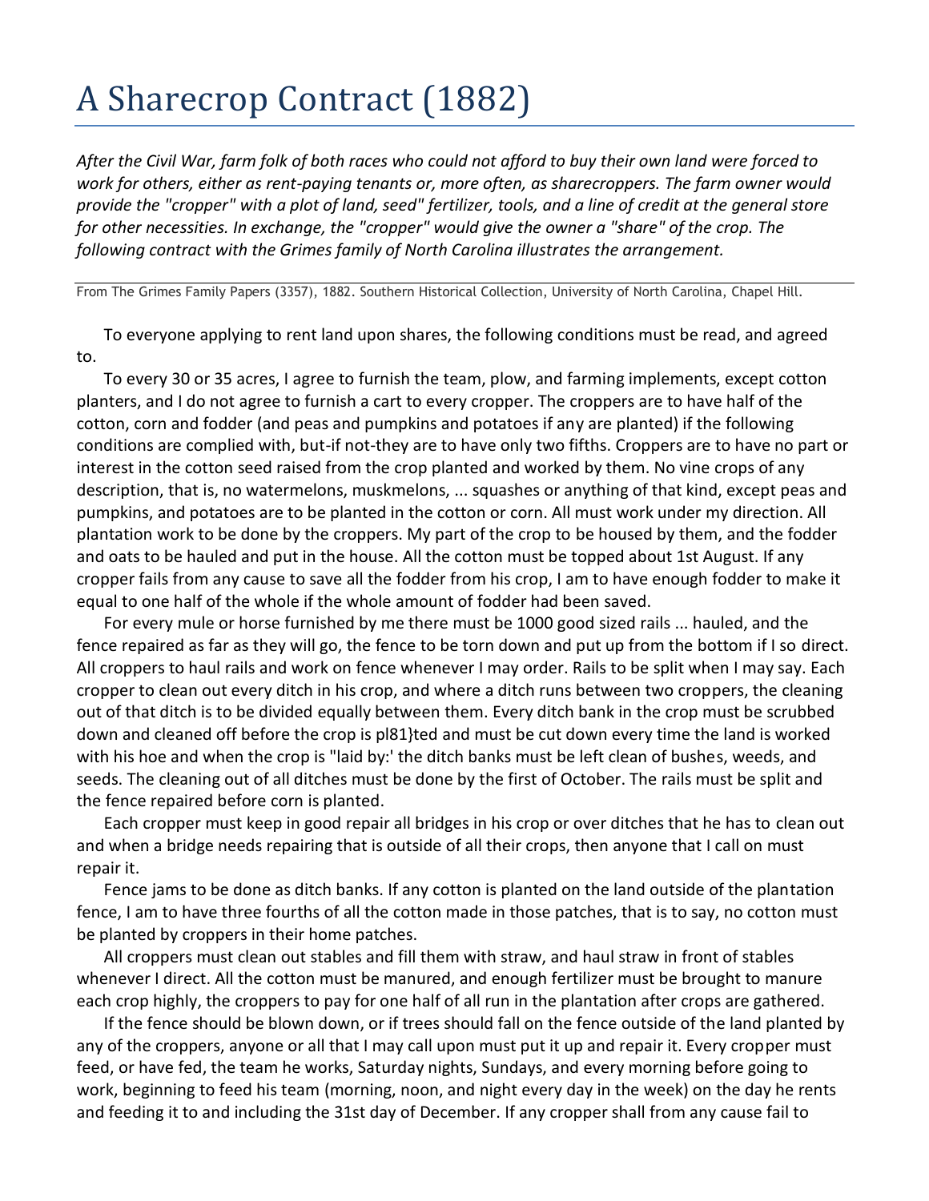# A Sharecrop Contract (1882)

*After the Civil War, farm folk of both races who could not afford to buy their own land were forced to work for others, either as rent-paying tenants or, more often, as sharecroppers. The farm owner would provide the "cropper" with a plot of land, seed" fertilizer, tools, and a line of credit at the general store for other necessities. In exchange, the "cropper" would give the owner a "share" of the crop. The following contract with the Grimes family of North Carolina illustrates the arrangement.*

From The Grimes Family Papers (3357), 1882. Southern Historical Collection, University of North Carolina, Chapel Hill.

To everyone applying to rent land upon shares, the following conditions must be read, and agreed to.

To every 30 or 35 acres, I agree to furnish the team, plow, and farming implements, except cotton planters, and I do not agree to furnish a cart to every cropper. The croppers are to have half of the cotton, corn and fodder (and peas and pumpkins and potatoes if any are planted) if the following conditions are complied with, but-if not-they are to have only two fifths. Croppers are to have no part or interest in the cotton seed raised from the crop planted and worked by them. No vine crops of any description, that is, no watermelons, muskmelons, ... squashes or anything of that kind, except peas and pumpkins, and potatoes are to be planted in the cotton or corn. All must work under my direction. All plantation work to be done by the croppers. My part of the crop to be housed by them, and the fodder and oats to be hauled and put in the house. All the cotton must be topped about 1st August. If any cropper fails from any cause to save all the fodder from his crop, I am to have enough fodder to make it equal to one half of the whole if the whole amount of fodder had been saved.

For every mule or horse furnished by me there must be 1000 good sized rails ... hauled, and the fence repaired as far as they will go, the fence to be torn down and put up from the bottom if I so direct. All croppers to haul rails and work on fence whenever I may order. Rails to be split when I may say. Each cropper to clean out every ditch in his crop, and where a ditch runs between two croppers, the cleaning out of that ditch is to be divided equally between them. Every ditch bank in the crop must be scrubbed down and cleaned off before the crop is pl81}ted and must be cut down every time the land is worked with his hoe and when the crop is "laid by:' the ditch banks must be left clean of bushes, weeds, and seeds. The cleaning out of all ditches must be done by the first of October. The rails must be split and the fence repaired before corn is planted.

Each cropper must keep in good repair all bridges in his crop or over ditches that he has to clean out and when a bridge needs repairing that is outside of all their crops, then anyone that I call on must repair it.

Fence jams to be done as ditch banks. If any cotton is planted on the land outside of the plantation fence, I am to have three fourths of all the cotton made in those patches, that is to say, no cotton must be planted by croppers in their home patches.

All croppers must clean out stables and fill them with straw, and haul straw in front of stables whenever I direct. All the cotton must be manured, and enough fertilizer must be brought to manure each crop highly, the croppers to pay for one half of all run in the plantation after crops are gathered.

If the fence should be blown down, or if trees should fall on the fence outside of the land planted by any of the croppers, anyone or all that I may call upon must put it up and repair it. Every cropper must feed, or have fed, the team he works, Saturday nights, Sundays, and every morning before going to work, beginning to feed his team (morning, noon, and night every day in the week) on the day he rents and feeding it to and including the 31st day of December. If any cropper shall from any cause fail to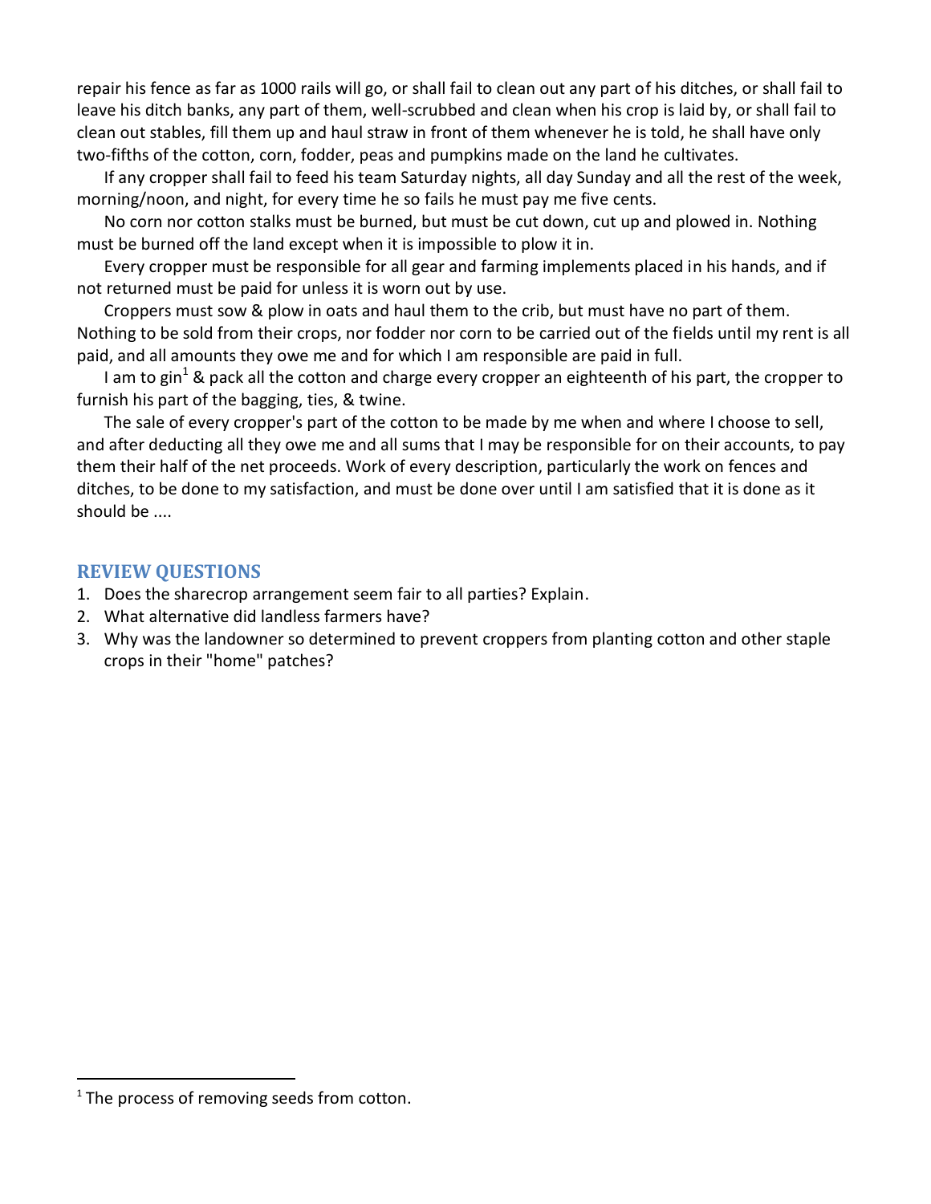repair his fence as far as 1000 rails will go, or shall fail to clean out any part of his ditches, or shall fail to leave his ditch banks, any part of them, well-scrubbed and clean when his crop is laid by, or shall fail to clean out stables, fill them up and haul straw in front of them whenever he is told, he shall have only two-fifths of the cotton, corn, fodder, peas and pumpkins made on the land he cultivates.

If any cropper shall fail to feed his team Saturday nights, all day Sunday and all the rest of the week, morning/noon, and night, for every time he so fails he must pay me five cents.

No corn nor cotton stalks must be burned, but must be cut down, cut up and plowed in. Nothing must be burned off the land except when it is impossible to plow it in.

Every cropper must be responsible for all gear and farming implements placed in his hands, and if not returned must be paid for unless it is worn out by use.

Croppers must sow & plow in oats and haul them to the crib, but must have no part of them. Nothing to be sold from their crops, nor fodder nor corn to be carried out of the fields until my rent is all paid, and all amounts they owe me and for which I am responsible are paid in full.

I am to gin[1] & pack all the cotton and charge every cropper an eighteenth of his part, the cropper to furnish his part of the bagging, ties, & twine.

The sale of every cropper's part of the cotton to be made by me when and where I choose to sell, and after deducting all they owe me and all sums that I may be responsible for on their accounts, to pay them their half of the net proceeds. Work of every description, particularly the work on fences and ditches, to be done to my satisfaction, and must be done over until I am satisfied that it is done as it should be ....

## REVIEW QUESTIONS

1. Does the sharecrop arrangement seem fair to all parties? Explain.
2. What alternative did landless farmers have?
3. Why was the landowner so determined to prevent croppers from planting cotton and other staple crops in their "home" patches?

[1] The process of removing seeds from cotton.